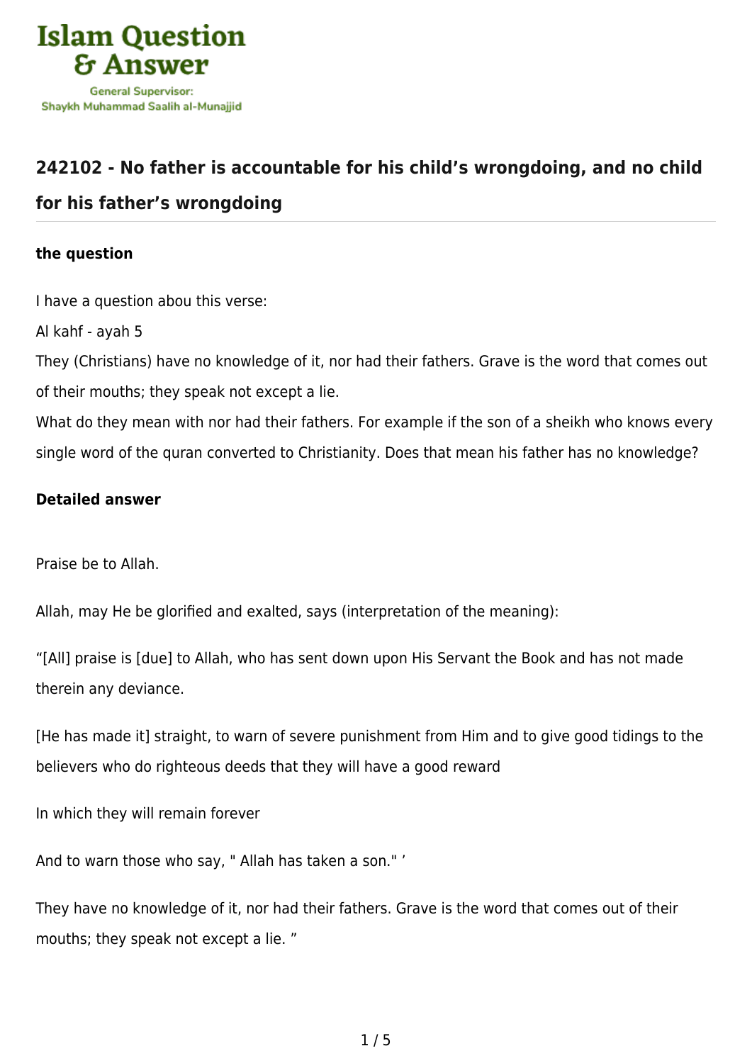Islam Question & Answer

General Supervisor:
Shaykh Muhammad Saalih al-Munajjid

## 242102 - No father is accountable for his child's wrongdoing, and no child for his father's wrongdoing

### the question

I have a question abou this verse:

Al kahf - ayah 5

They (Christians) have no knowledge of it, nor had their fathers. Grave is the word that comes out of their mouths; they speak not except a lie.

What do they mean with nor had their fathers. For example if the son of a sheikh who knows every single word of the quran converted to Christianity. Does that mean his father has no knowledge?

### Detailed answer

Praise be to Allah.

Allah, may He be glorified and exalted, says (interpretation of the meaning):

"[All] praise is [due] to Allah, who has sent down upon His Servant the Book and has not made therein any deviance.

[He has made it] straight, to warn of severe punishment from Him and to give good tidings to the believers who do righteous deeds that they will have a good reward

In which they will remain forever

And to warn those who say, " Allah has taken a son." '

They have no knowledge of it, nor had their fathers. Grave is the word that comes out of their mouths; they speak not except a lie. "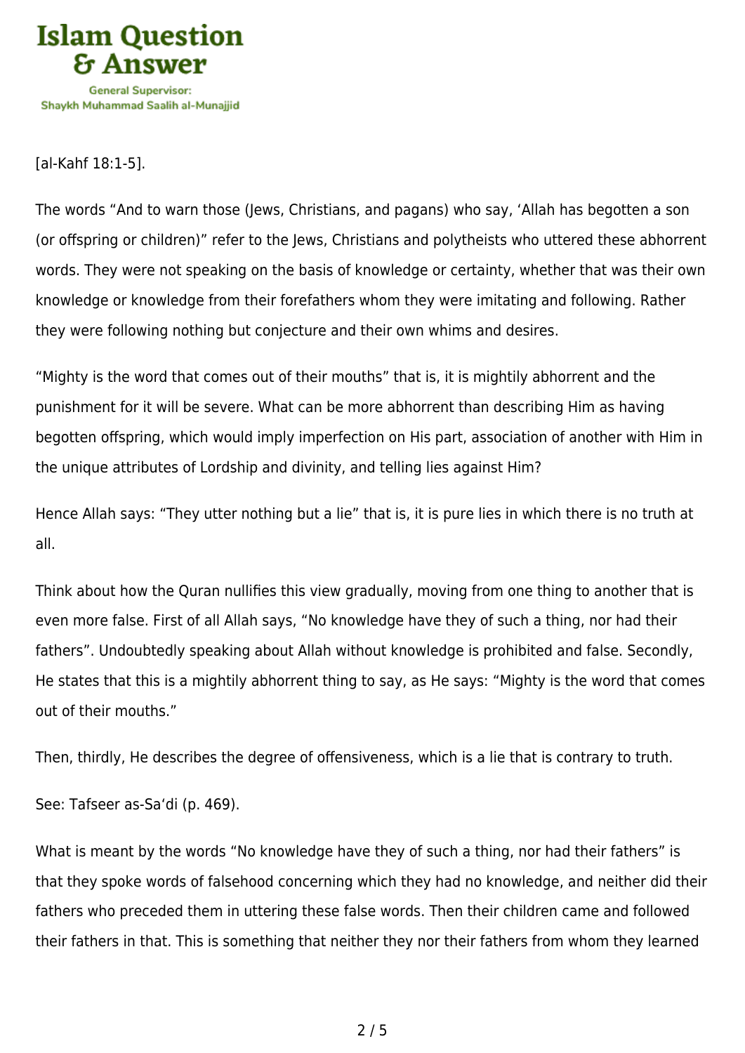[al-Kahf 18:1-5].

The words "And to warn those (Jews, Christians, and pagans) who say, 'Allah has begotten a son (or offspring or children)" refer to the Jews, Christians and polytheists who uttered these abhorrent words. They were not speaking on the basis of knowledge or certainty, whether that was their own knowledge or knowledge from their forefathers whom they were imitating and following. Rather they were following nothing but conjecture and their own whims and desires.

"Mighty is the word that comes out of their mouths" that is, it is mightily abhorrent and the punishment for it will be severe. What can be more abhorrent than describing Him as having begotten offspring, which would imply imperfection on His part, association of another with Him in the unique attributes of Lordship and divinity, and telling lies against Him?

Hence Allah says: "They utter nothing but a lie" that is, it is pure lies in which there is no truth at all.

Think about how the Quran nullifies this view gradually, moving from one thing to another that is even more false. First of all Allah says, "No knowledge have they of such a thing, nor had their fathers". Undoubtedly speaking about Allah without knowledge is prohibited and false. Secondly, He states that this is a mightily abhorrent thing to say, as He says: "Mighty is the word that comes out of their mouths."

Then, thirdly, He describes the degree of offensiveness, which is a lie that is contrary to truth.

See: Tafseer as-Sa'di (p. 469).

What is meant by the words "No knowledge have they of such a thing, nor had their fathers" is that they spoke words of falsehood concerning which they had no knowledge, and neither did their fathers who preceded them in uttering these false words. Then their children came and followed their fathers in that. This is something that neither they nor their fathers from whom they learned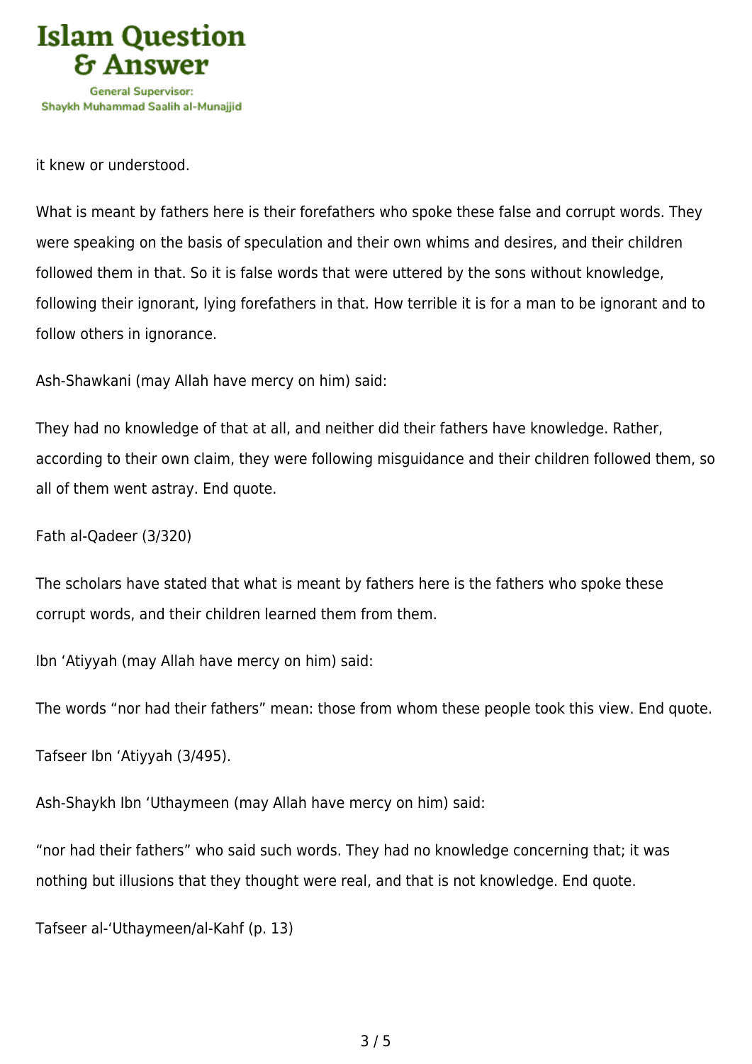it knew or understood.

What is meant by fathers here is their forefathers who spoke these false and corrupt words. They were speaking on the basis of speculation and their own whims and desires, and their children followed them in that. So it is false words that were uttered by the sons without knowledge, following their ignorant, lying forefathers in that. How terrible it is for a man to be ignorant and to follow others in ignorance.

Ash-Shawkani (may Allah have mercy on him) said:

They had no knowledge of that at all, and neither did their fathers have knowledge. Rather, according to their own claim, they were following misguidance and their children followed them, so all of them went astray. End quote.

Fath al-Qadeer (3/320)

The scholars have stated that what is meant by fathers here is the fathers who spoke these corrupt words, and their children learned them from them.

Ibn ‘Atiyyah (may Allah have mercy on him) said:

The words “nor had their fathers” mean: those from whom these people took this view. End quote.

Tafseer Ibn ‘Atiyyah (3/495).

Ash-Shaykh Ibn ‘Uthaymeen (may Allah have mercy on him) said:

“nor had their fathers” who said such words. They had no knowledge concerning that; it was nothing but illusions that they thought were real, and that is not knowledge. End quote.

Tafseer al-‘Uthaymeen/al-Kahf (p. 13)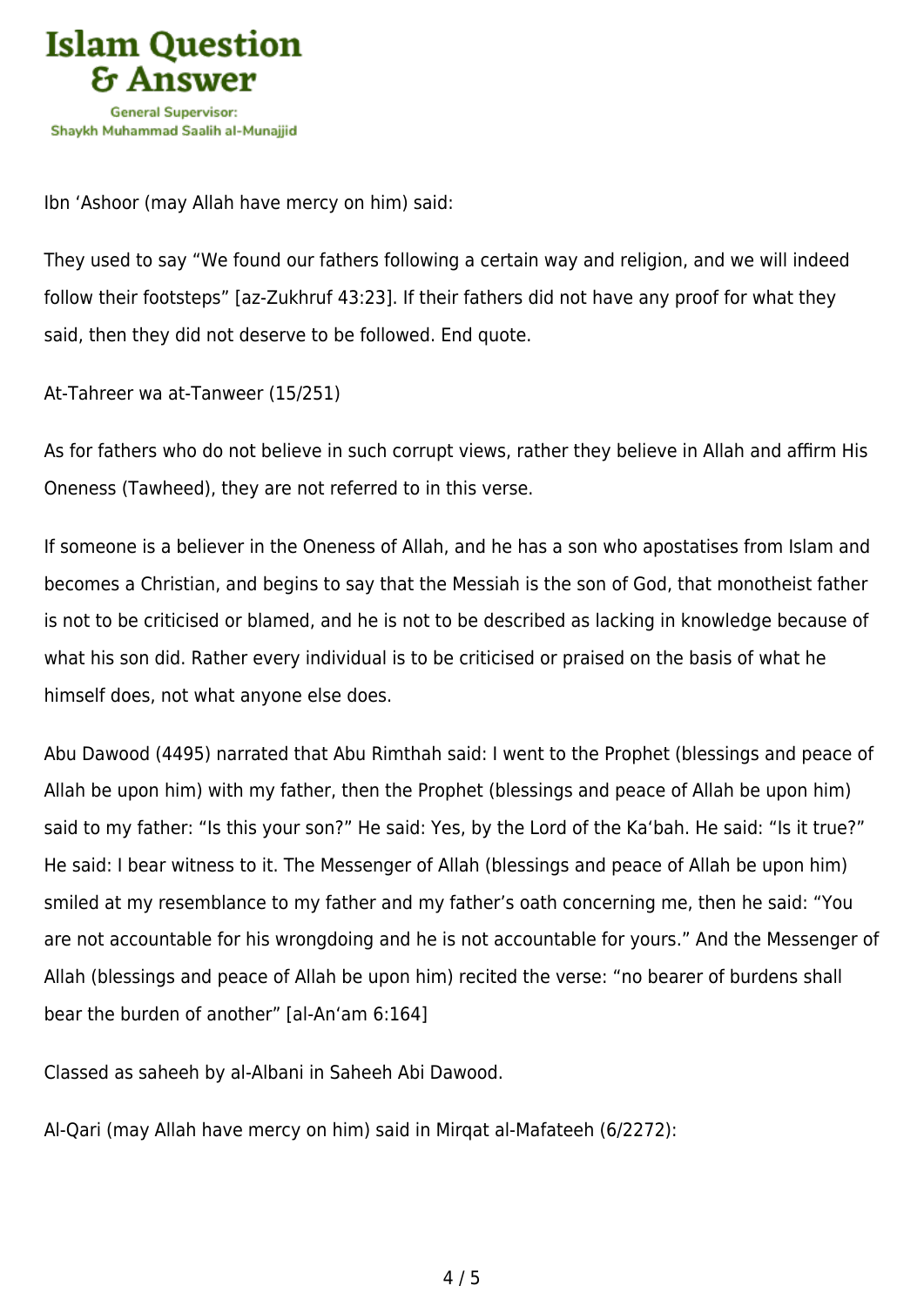Ibn ‘Ashoor (may Allah have mercy on him) said:

They used to say “We found our fathers following a certain way and religion, and we will indeed follow their footsteps” [az-Zukhruf 43:23]. If their fathers did not have any proof for what they said, then they did not deserve to be followed. End quote.

At-Tahreer wa at-Tanweer (15/251)

As for fathers who do not believe in such corrupt views, rather they believe in Allah and affirm His Oneness (Tawheed), they are not referred to in this verse.

If someone is a believer in the Oneness of Allah, and he has a son who apostatises from Islam and becomes a Christian, and begins to say that the Messiah is the son of God, that monotheist father is not to be criticised or blamed, and he is not to be described as lacking in knowledge because of what his son did. Rather every individual is to be criticised or praised on the basis of what he himself does, not what anyone else does.

Abu Dawood (4495) narrated that Abu Rimthah said: I went to the Prophet (blessings and peace of Allah be upon him) with my father, then the Prophet (blessings and peace of Allah be upon him) said to my father: “Is this your son?” He said: Yes, by the Lord of the Ka‘bah. He said: “Is it true?” He said: I bear witness to it. The Messenger of Allah (blessings and peace of Allah be upon him) smiled at my resemblance to my father and my father’s oath concerning me, then he said: “You are not accountable for his wrongdoing and he is not accountable for yours.” And the Messenger of Allah (blessings and peace of Allah be upon him) recited the verse: “no bearer of burdens shall bear the burden of another” [al-An‘am 6:164]

Classed as saheeh by al-Albani in Saheeh Abi Dawood.

Al-Qari (may Allah have mercy on him) said in Mirqat al-Mafateeh (6/2272):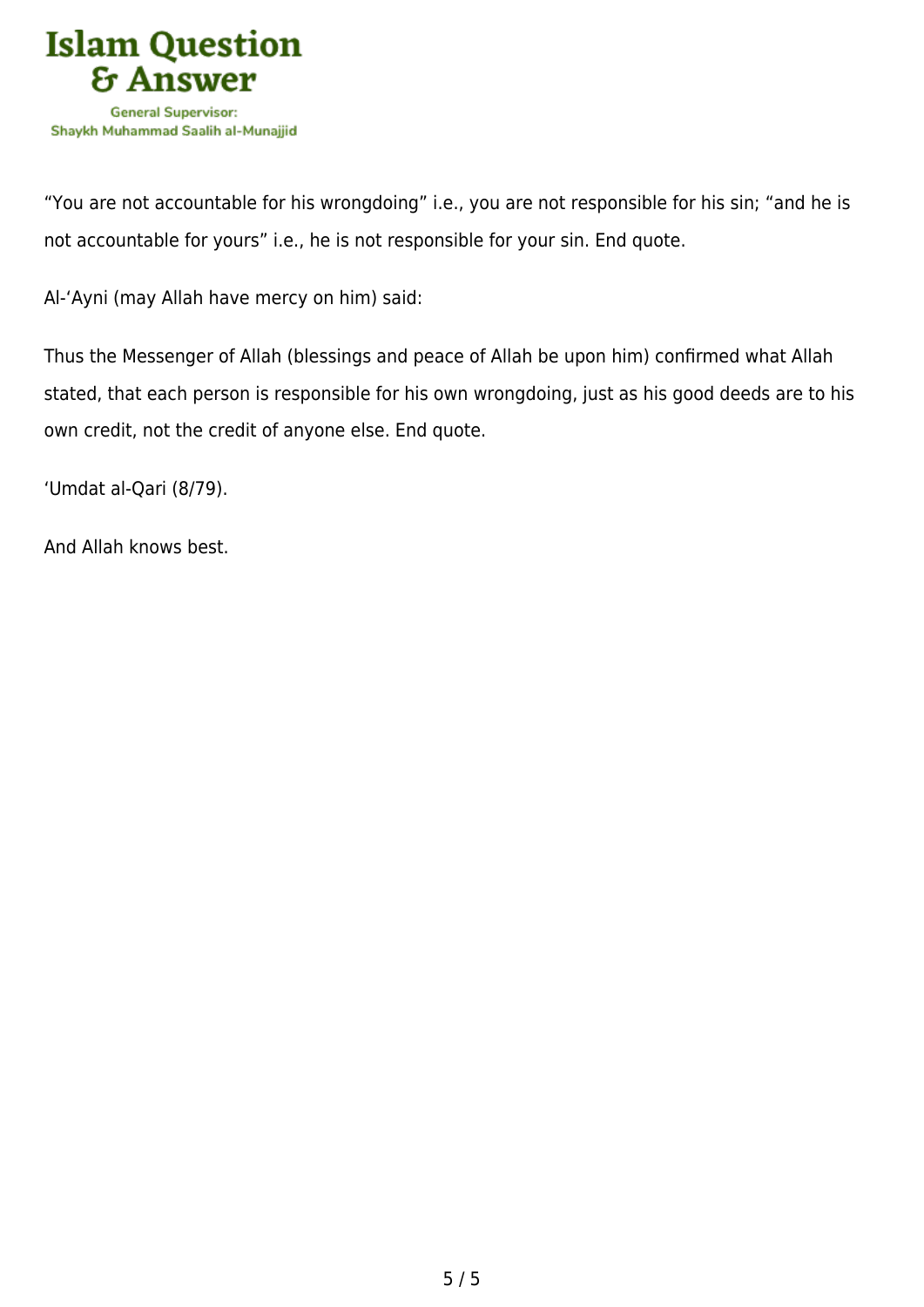"You are not accountable for his wrongdoing" i.e., you are not responsible for his sin; "and he is not accountable for yours" i.e., he is not responsible for your sin. End quote.

Al-'Ayni (may Allah have mercy on him) said:

Thus the Messenger of Allah (blessings and peace of Allah be upon him) confirmed what Allah stated, that each person is responsible for his own wrongdoing, just as his good deeds are to his own credit, not the credit of anyone else. End quote.

'Umdat al-Qari (8/79).

And Allah knows best.